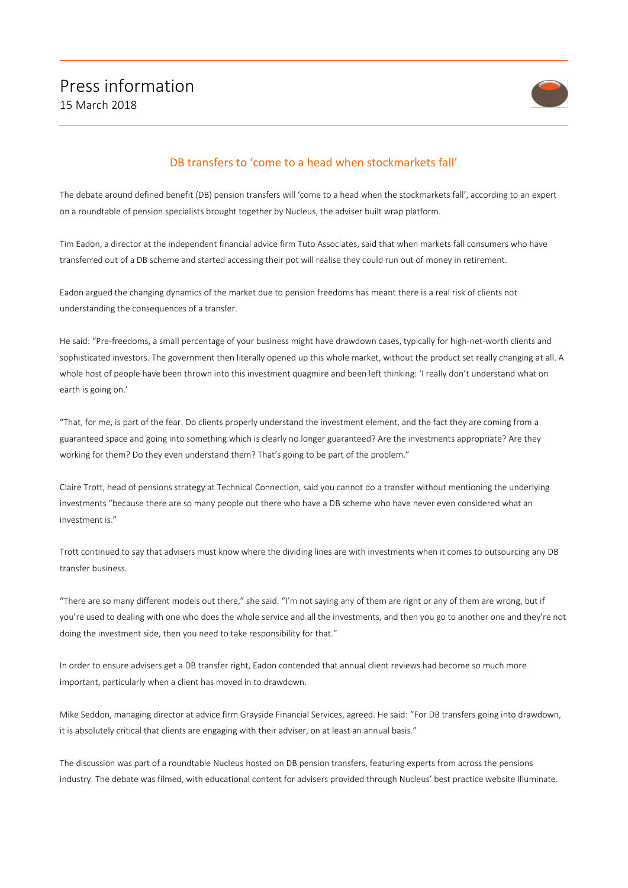# Press information

15 March 2018

## DB transfers to 'come to a head when stockmarkets fall'

The debate around defined benefit (DB) pension transfers will 'come to a head when the stockmarkets fall', according to an expert on a roundtable of pension specialists brought together by Nucleus, the adviser built wrap platform.

Tim Eadon, a director at the independent financial advice firm Tuto Associates, said that when markets fall consumers who have transferred out of a DB scheme and started accessing their pot will realise they could run out of money in retirement.

Eadon argued the changing dynamics of the market due to pension freedoms has meant there is a real risk of clients not understanding the consequences of a transfer.

He said: "Pre-freedoms, a small percentage of your business might have drawdown cases, typically for high-net-worth clients and sophisticated investors. The government then literally opened up this whole market, without the product set really changing at all. A whole host of people have been thrown into this investment quagmire and been left thinking: 'I really don't understand what on earth is going on.'

"That, for me, is part of the fear. Do clients properly understand the investment element, and the fact they are coming from a guaranteed space and going into something which is clearly no longer guaranteed? Are the investments appropriate? Are they working for them? Do they even understand them? That's going to be part of the problem."

Claire Trott, head of pensions strategy at Technical Connection, said you cannot do a transfer without mentioning the underlying investments "because there are so many people out there who have a DB scheme who have never even considered what an investment is."

Trott continued to say that advisers must know where the dividing lines are with investments when it comes to outsourcing any DB transfer business.

"There are so many different models out there," she said. "I'm not saying any of them are right or any of them are wrong, but if you're used to dealing with one who does the whole service and all the investments, and then you go to another one and they're not doing the investment side, then you need to take responsibility for that."

In order to ensure advisers get a DB transfer right, Eadon contended that annual client reviews had become so much more important, particularly when a client has moved in to drawdown.

Mike Seddon, managing director at advice firm Grayside Financial Services, agreed. He said: "For DB transfers going into drawdown, it is absolutely critical that clients are engaging with their adviser, on at least an annual basis."

The discussion was part of a roundtable Nucleus hosted on DB pension transfers, featuring experts from across the pensions industry. The debate was filmed, with educational content for advisers provided through Nucleus' best practice website Illuminate.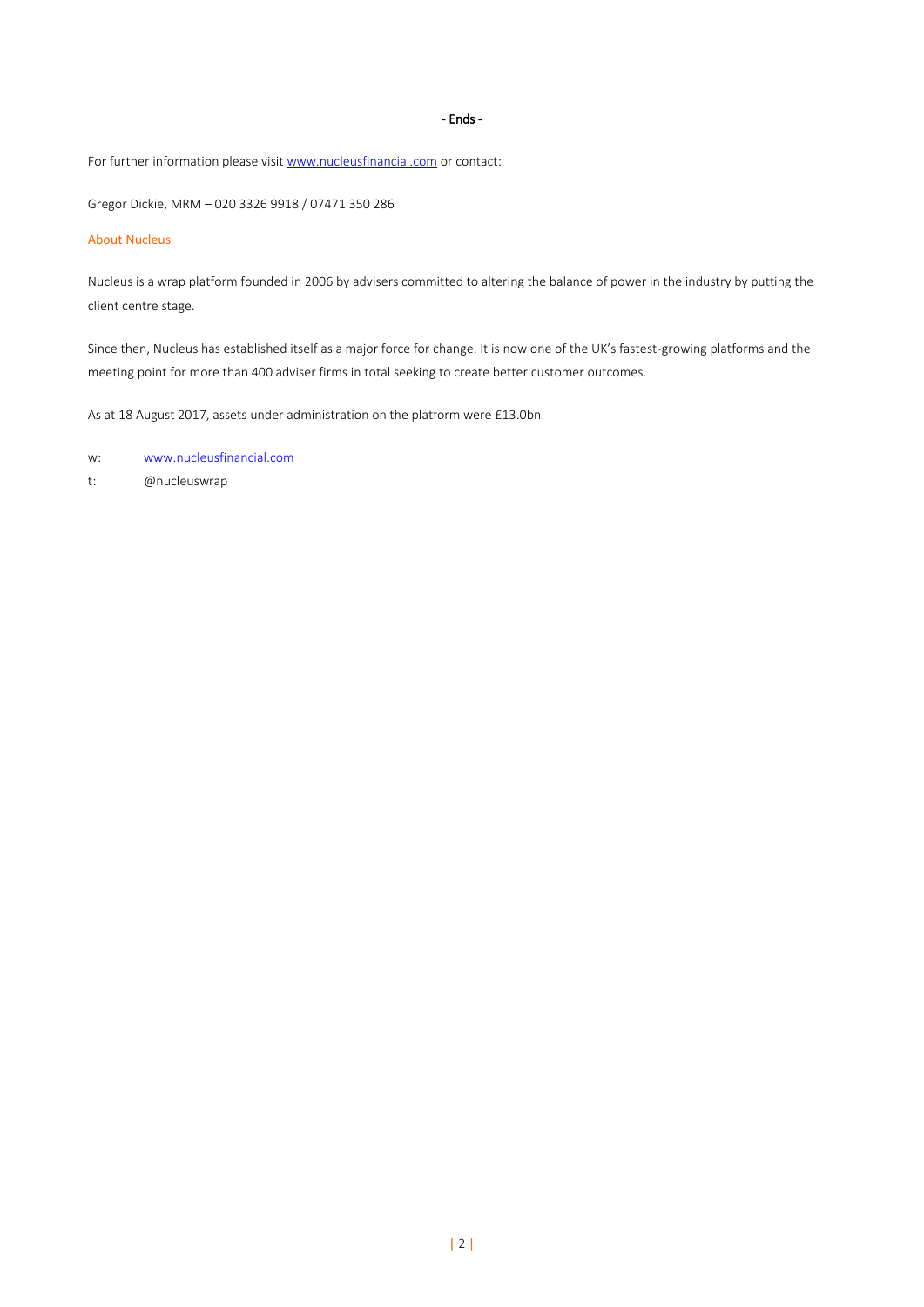- Ends -

For further information please visit www.nucleusfinancial.com or contact:

Gregor Dickie, MRM – 020 3326 9918 / 07471 350 286

## About Nucleus

Nucleus is a wrap platform founded in 2006 by advisers committed to altering the balance of power in the industry by putting the client centre stage.

Since then, Nucleus has established itself as a major force for change. It is now one of the UK's fastest-growing platforms and the meeting point for more than 400 adviser firms in total seeking to create better customer outcomes.

As at 18 August 2017, assets under administration on the platform were £13.0bn.

w: www.nucleusfinancial.com

t: @nucleuswrap